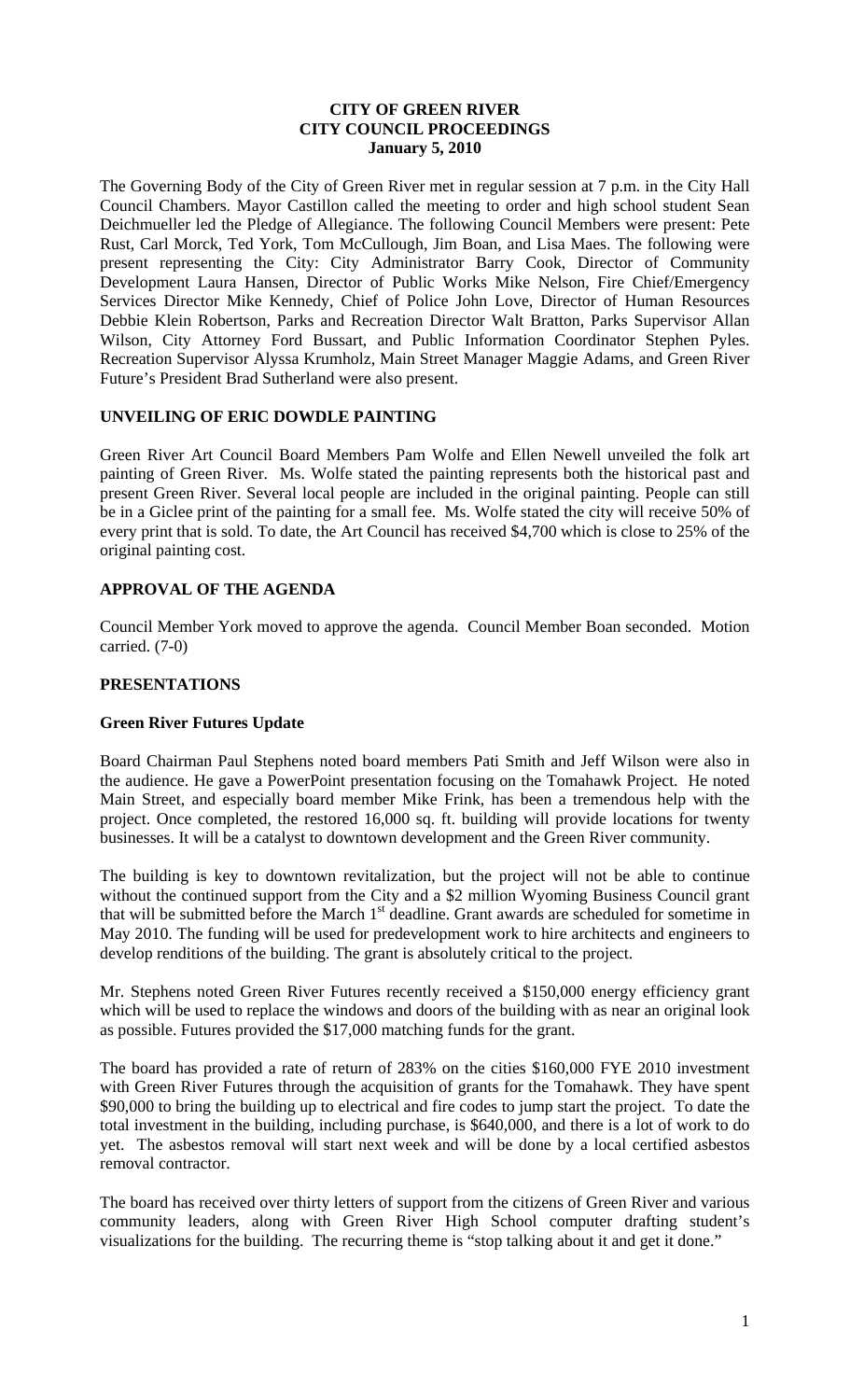# CITY OF GREEN RIVER
# CITY COUNCIL PROCEEDINGS
## January 5, 2010

The Governing Body of the City of Green River met in regular session at 7 p.m. in the City Hall Council Chambers. Mayor Castillon called the meeting to order and high school student Sean Deichmueller led the Pledge of Allegiance. The following Council Members were present: Pete Rust, Carl Morck, Ted York, Tom McCullough, Jim Boan, and Lisa Maes. The following were present representing the City: City Administrator Barry Cook, Director of Community Development Laura Hansen, Director of Public Works Mike Nelson, Fire Chief/Emergency Services Director Mike Kennedy, Chief of Police John Love, Director of Human Resources Debbie Klein Robertson, Parks and Recreation Director Walt Bratton, Parks Supervisor Allan Wilson, City Attorney Ford Bussart, and Public Information Coordinator Stephen Pyles. Recreation Supervisor Alyssa Krumholz, Main Street Manager Maggie Adams, and Green River Future's President Brad Sutherland were also present.

### UNVEILING OF ERIC DOWDLE PAINTING

Green River Art Council Board Members Pam Wolfe and Ellen Newell unveiled the folk art painting of Green River. Ms. Wolfe stated the painting represents both the historical past and present Green River. Several local people are included in the original painting. People can still be in a Giclee print of the painting for a small fee. Ms. Wolfe stated the city will receive 50% of every print that is sold. To date, the Art Council has received $4,700 which is close to 25% of the original painting cost.

### APPROVAL OF THE AGENDA

Council Member York moved to approve the agenda. Council Member Boan seconded. Motion carried. (7-0)

### PRESENTATIONS

#### Green River Futures Update

Board Chairman Paul Stephens noted board members Pati Smith and Jeff Wilson were also in the audience. He gave a PowerPoint presentation focusing on the Tomahawk Project. He noted Main Street, and especially board member Mike Frink, has been a tremendous help with the project. Once completed, the restored 16,000 sq. ft. building will provide locations for twenty businesses. It will be a catalyst to downtown development and the Green River community.

The building is key to downtown revitalization, but the project will not be able to continue without the continued support from the City and a $2 million Wyoming Business Council grant that will be submitted before the March 1st deadline. Grant awards are scheduled for sometime in May 2010. The funding will be used for predevelopment work to hire architects and engineers to develop renditions of the building. The grant is absolutely critical to the project.

Mr. Stephens noted Green River Futures recently received a $150,000 energy efficiency grant which will be used to replace the windows and doors of the building with as near an original look as possible. Futures provided the $17,000 matching funds for the grant.

The board has provided a rate of return of 283% on the cities $160,000 FYE 2010 investment with Green River Futures through the acquisition of grants for the Tomahawk. They have spent $90,000 to bring the building up to electrical and fire codes to jump start the project. To date the total investment in the building, including purchase, is $640,000, and there is a lot of work to do yet. The asbestos removal will start next week and will be done by a local certified asbestos removal contractor.

The board has received over thirty letters of support from the citizens of Green River and various community leaders, along with Green River High School computer drafting student's visualizations for the building. The recurring theme is "stop talking about it and get it done."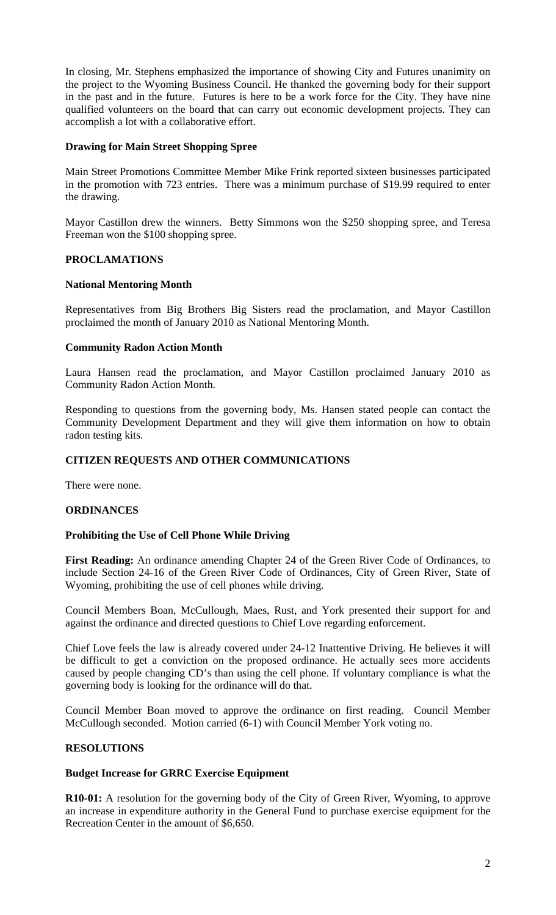In closing, Mr. Stephens emphasized the importance of showing City and Futures unanimity on the project to the Wyoming Business Council. He thanked the governing body for their support in the past and in the future. Futures is here to be a work force for the City. They have nine qualified volunteers on the board that can carry out economic development projects. They can accomplish a lot with a collaborative effort.

**Drawing for Main Street Shopping Spree**

Main Street Promotions Committee Member Mike Frink reported sixteen businesses participated in the promotion with 723 entries. There was a minimum purchase of $19.99 required to enter the drawing.

Mayor Castillon drew the winners. Betty Simmons won the $250 shopping spree, and Teresa Freeman won the $100 shopping spree.

**PROCLAMATIONS**

**National Mentoring Month**

Representatives from Big Brothers Big Sisters read the proclamation, and Mayor Castillon proclaimed the month of January 2010 as National Mentoring Month.

**Community Radon Action Month**

Laura Hansen read the proclamation, and Mayor Castillon proclaimed January 2010 as Community Radon Action Month.

Responding to questions from the governing body, Ms. Hansen stated people can contact the Community Development Department and they will give them information on how to obtain radon testing kits.

**CITIZEN REQUESTS AND OTHER COMMUNICATIONS**

There were none.

**ORDINANCES**

**Prohibiting the Use of Cell Phone While Driving**

**First Reading:** An ordinance amending Chapter 24 of the Green River Code of Ordinances, to include Section 24-16 of the Green River Code of Ordinances, City of Green River, State of Wyoming, prohibiting the use of cell phones while driving.

Council Members Boan, McCullough, Maes, Rust, and York presented their support for and against the ordinance and directed questions to Chief Love regarding enforcement.

Chief Love feels the law is already covered under 24-12 Inattentive Driving. He believes it will be difficult to get a conviction on the proposed ordinance. He actually sees more accidents caused by people changing CD's than using the cell phone. If voluntary compliance is what the governing body is looking for the ordinance will do that.

Council Member Boan moved to approve the ordinance on first reading. Council Member McCullough seconded. Motion carried (6-1) with Council Member York voting no.

**RESOLUTIONS**

**Budget Increase for GRRC Exercise Equipment**

**R10-01:** A resolution for the governing body of the City of Green River, Wyoming, to approve an increase in expenditure authority in the General Fund to purchase exercise equipment for the Recreation Center in the amount of $6,650.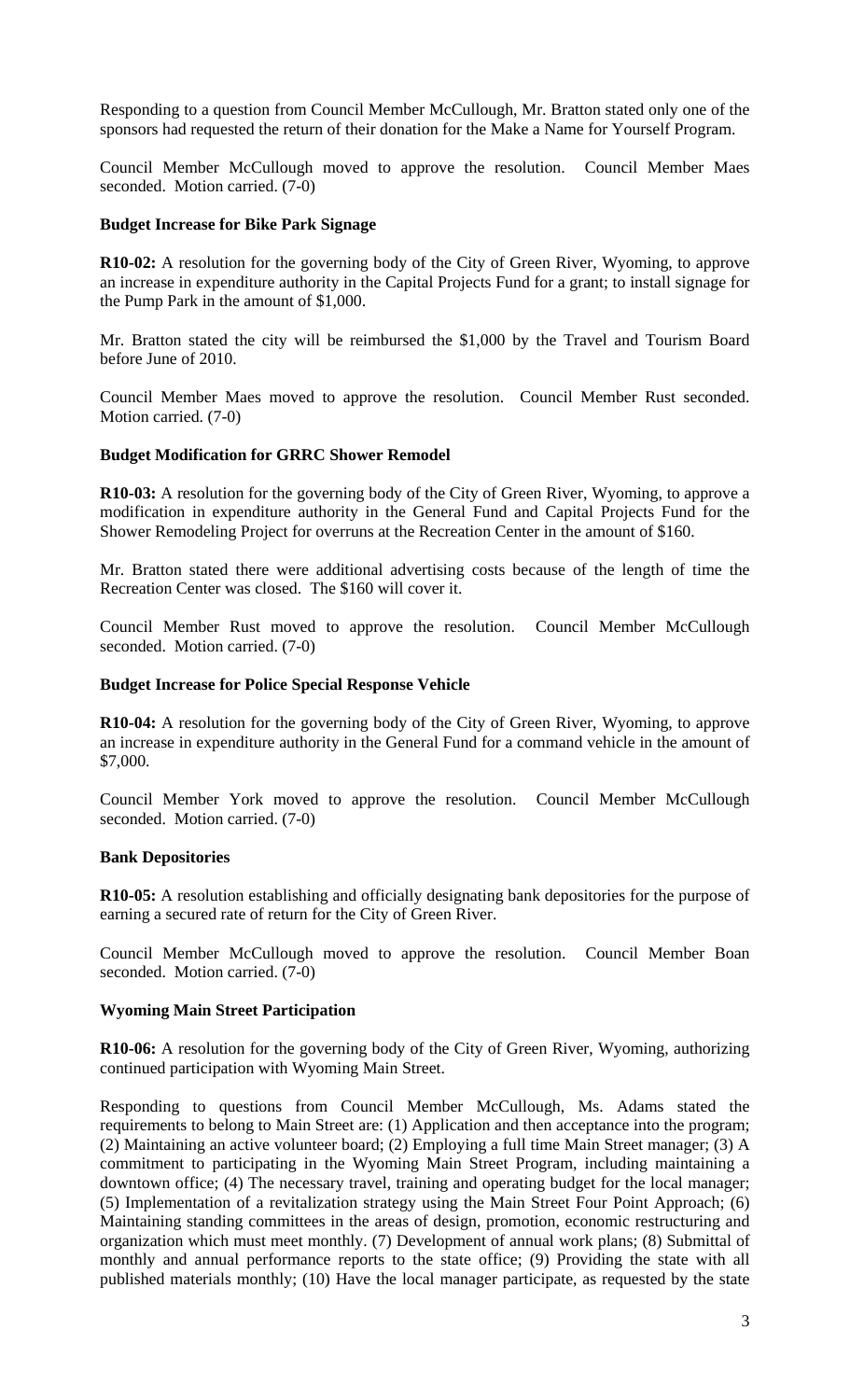Responding to a question from Council Member McCullough, Mr. Bratton stated only one of the sponsors had requested the return of their donation for the Make a Name for Yourself Program.

Council Member McCullough moved to approve the resolution. Council Member Maes seconded. Motion carried. (7-0)

**Budget Increase for Bike Park Signage**

**R10-02:** A resolution for the governing body of the City of Green River, Wyoming, to approve an increase in expenditure authority in the Capital Projects Fund for a grant; to install signage for the Pump Park in the amount of $1,000.

Mr. Bratton stated the city will be reimbursed the $1,000 by the Travel and Tourism Board before June of 2010.

Council Member Maes moved to approve the resolution. Council Member Rust seconded. Motion carried. (7-0)

**Budget Modification for GRRC Shower Remodel**

**R10-03:** A resolution for the governing body of the City of Green River, Wyoming, to approve a modification in expenditure authority in the General Fund and Capital Projects Fund for the Shower Remodeling Project for overruns at the Recreation Center in the amount of $160.

Mr. Bratton stated there were additional advertising costs because of the length of time the Recreation Center was closed. The $160 will cover it.

Council Member Rust moved to approve the resolution. Council Member McCullough seconded. Motion carried. (7-0)

**Budget Increase for Police Special Response Vehicle**

**R10-04:** A resolution for the governing body of the City of Green River, Wyoming, to approve an increase in expenditure authority in the General Fund for a command vehicle in the amount of $7,000.

Council Member York moved to approve the resolution. Council Member McCullough seconded. Motion carried. (7-0)

**Bank Depositories**

**R10-05:** A resolution establishing and officially designating bank depositories for the purpose of earning a secured rate of return for the City of Green River.

Council Member McCullough moved to approve the resolution. Council Member Boan seconded. Motion carried. (7-0)

**Wyoming Main Street Participation**

**R10-06:** A resolution for the governing body of the City of Green River, Wyoming, authorizing continued participation with Wyoming Main Street.

Responding to questions from Council Member McCullough, Ms. Adams stated the requirements to belong to Main Street are: (1) Application and then acceptance into the program; (2) Maintaining an active volunteer board; (2) Employing a full time Main Street manager; (3) A commitment to participating in the Wyoming Main Street Program, including maintaining a downtown office; (4) The necessary travel, training and operating budget for the local manager; (5) Implementation of a revitalization strategy using the Main Street Four Point Approach; (6) Maintaining standing committees in the areas of design, promotion, economic restructuring and organization which must meet monthly. (7) Development of annual work plans; (8) Submittal of monthly and annual performance reports to the state office; (9) Providing the state with all published materials monthly; (10) Have the local manager participate, as requested by the state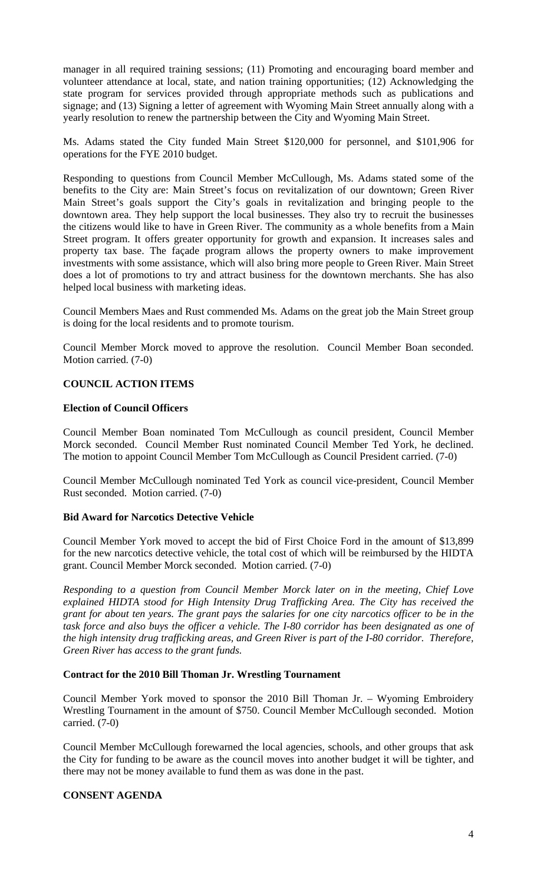manager in all required training sessions; (11) Promoting and encouraging board member and volunteer attendance at local, state, and nation training opportunities; (12) Acknowledging the state program for services provided through appropriate methods such as publications and signage; and (13) Signing a letter of agreement with Wyoming Main Street annually along with a yearly resolution to renew the partnership between the City and Wyoming Main Street.

Ms. Adams stated the City funded Main Street $120,000 for personnel, and $101,906 for operations for the FYE 2010 budget.

Responding to questions from Council Member McCullough, Ms. Adams stated some of the benefits to the City are: Main Street's focus on revitalization of our downtown; Green River Main Street's goals support the City's goals in revitalization and bringing people to the downtown area. They help support the local businesses. They also try to recruit the businesses the citizens would like to have in Green River. The community as a whole benefits from a Main Street program. It offers greater opportunity for growth and expansion. It increases sales and property tax base. The façade program allows the property owners to make improvement investments with some assistance, which will also bring more people to Green River. Main Street does a lot of promotions to try and attract business for the downtown merchants. She has also helped local business with marketing ideas.

Council Members Maes and Rust commended Ms. Adams on the great job the Main Street group is doing for the local residents and to promote tourism.

Council Member Morck moved to approve the resolution. Council Member Boan seconded. Motion carried. (7-0)

## COUNCIL ACTION ITEMS

### Election of Council Officers

Council Member Boan nominated Tom McCullough as council president, Council Member Morck seconded. Council Member Rust nominated Council Member Ted York, he declined. The motion to appoint Council Member Tom McCullough as Council President carried. (7-0)

Council Member McCullough nominated Ted York as council vice-president, Council Member Rust seconded. Motion carried. (7-0)

### Bid Award for Narcotics Detective Vehicle

Council Member York moved to accept the bid of First Choice Ford in the amount of $13,899 for the new narcotics detective vehicle, the total cost of which will be reimbursed by the HIDTA grant. Council Member Morck seconded. Motion carried. (7-0)

*Responding to a question from Council Member Morck later on in the meeting, Chief Love explained HIDTA stood for High Intensity Drug Trafficking Area. The City has received the grant for about ten years. The grant pays the salaries for one city narcotics officer to be in the task force and also buys the officer a vehicle. The I-80 corridor has been designated as one of the high intensity drug trafficking areas, and Green River is part of the I-80 corridor. Therefore, Green River has access to the grant funds.*

### Contract for the 2010 Bill Thoman Jr. Wrestling Tournament

Council Member York moved to sponsor the 2010 Bill Thoman Jr. – Wyoming Embroidery Wrestling Tournament in the amount of $750. Council Member McCullough seconded. Motion carried. (7-0)

Council Member McCullough forewarned the local agencies, schools, and other groups that ask the City for funding to be aware as the council moves into another budget it will be tighter, and there may not be money available to fund them as was done in the past.

## CONSENT AGENDA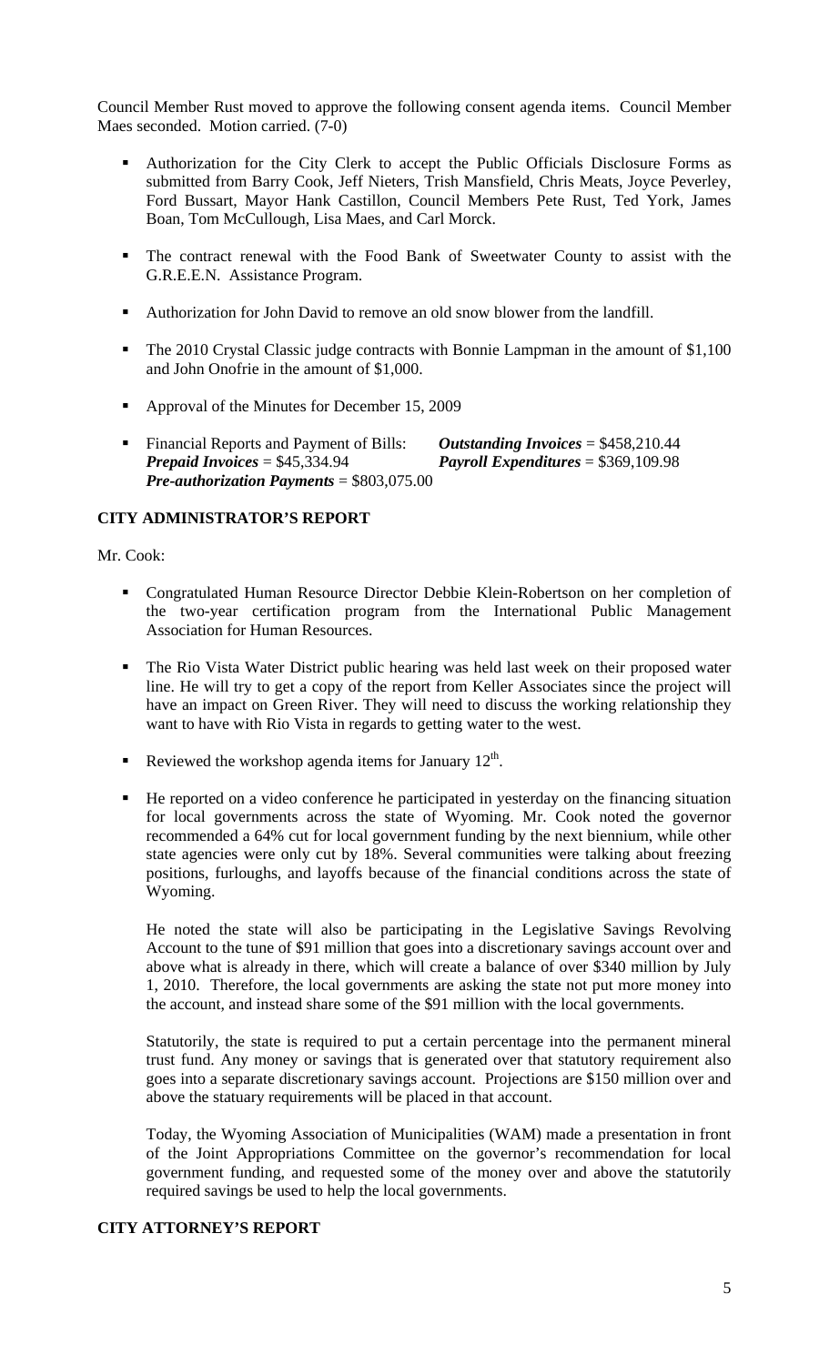Council Member Rust moved to approve the following consent agenda items. Council Member Maes seconded. Motion carried. (7-0)

- Authorization for the City Clerk to accept the Public Officials Disclosure Forms as submitted from Barry Cook, Jeff Nieters, Trish Mansfield, Chris Meats, Joyce Peverley, Ford Bussart, Mayor Hank Castillon, Council Members Pete Rust, Ted York, James Boan, Tom McCullough, Lisa Maes, and Carl Morck.
- The contract renewal with the Food Bank of Sweetwater County to assist with the G.R.E.E.N. Assistance Program.
- Authorization for John David to remove an old snow blower from the landfill.
- The 2010 Crystal Classic judge contracts with Bonnie Lampman in the amount of $1,100 and John Onofrie in the amount of $1,000.
- Approval of the Minutes for December 15, 2009
- Financial Reports and Payment of Bills: ***Outstanding Invoices*** = $458,210.44 ***Prepaid Invoices*** = $45,334.94 ***Payroll Expenditures*** = $369,109.98 ***Pre-authorization Payments*** = $803,075.00

## CITY ADMINISTRATOR'S REPORT

Mr. Cook:

- Congratulated Human Resource Director Debbie Klein-Robertson on her completion of the two-year certification program from the International Public Management Association for Human Resources.
- The Rio Vista Water District public hearing was held last week on their proposed water line. He will try to get a copy of the report from Keller Associates since the project will have an impact on Green River. They will need to discuss the working relationship they want to have with Rio Vista in regards to getting water to the west.
- Reviewed the workshop agenda items for January 12th.
- He reported on a video conference he participated in yesterday on the financing situation for local governments across the state of Wyoming. Mr. Cook noted the governor recommended a 64% cut for local government funding by the next biennium, while other state agencies were only cut by 18%. Several communities were talking about freezing positions, furloughs, and layoffs because of the financial conditions across the state of Wyoming.

  He noted the state will also be participating in the Legislative Savings Revolving Account to the tune of $91 million that goes into a discretionary savings account over and above what is already in there, which will create a balance of over $340 million by July 1, 2010. Therefore, the local governments are asking the state not put more money into the account, and instead share some of the $91 million with the local governments.

  Statutorily, the state is required to put a certain percentage into the permanent mineral trust fund. Any money or savings that is generated over that statutory requirement also goes into a separate discretionary savings account. Projections are $150 million over and above the statuary requirements will be placed in that account.

  Today, the Wyoming Association of Municipalities (WAM) made a presentation in front of the Joint Appropriations Committee on the governor's recommendation for local government funding, and requested some of the money over and above the statutorily required savings be used to help the local governments.

## CITY ATTORNEY'S REPORT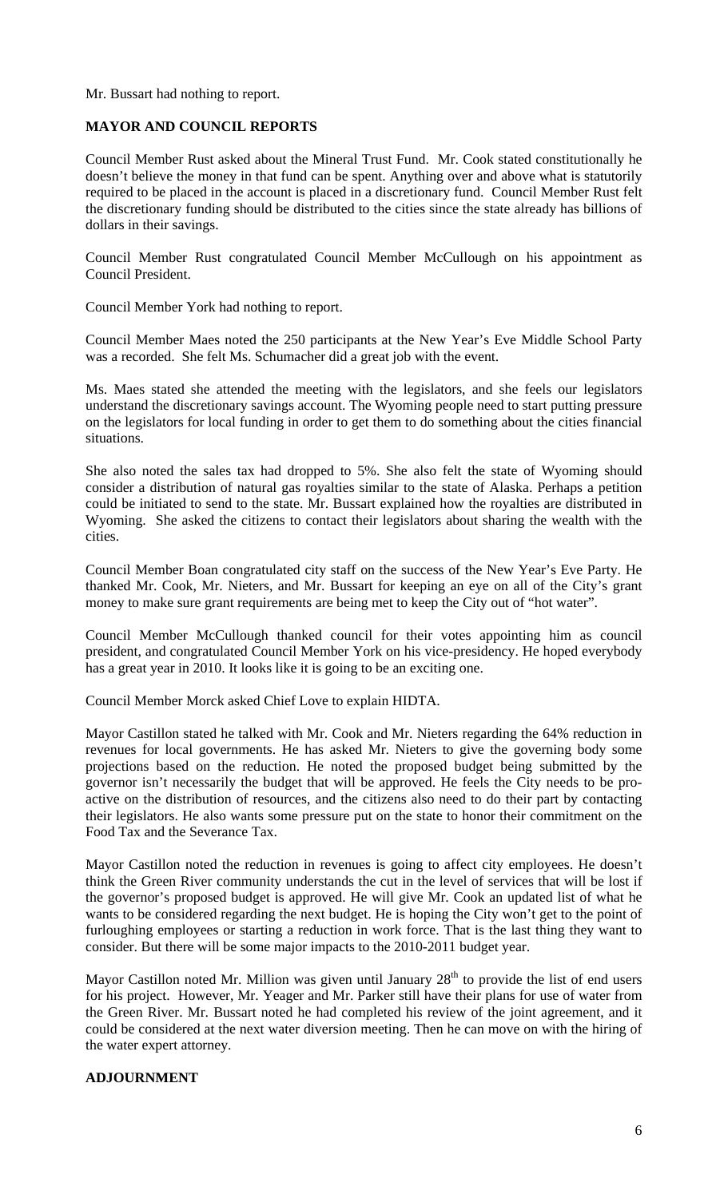Mr. Bussart had nothing to report.

**MAYOR AND COUNCIL REPORTS**

Council Member Rust asked about the Mineral Trust Fund. Mr. Cook stated constitutionally he doesn't believe the money in that fund can be spent. Anything over and above what is statutorily required to be placed in the account is placed in a discretionary fund. Council Member Rust felt the discretionary funding should be distributed to the cities since the state already has billions of dollars in their savings.

Council Member Rust congratulated Council Member McCullough on his appointment as Council President.

Council Member York had nothing to report.

Council Member Maes noted the 250 participants at the New Year's Eve Middle School Party was a recorded. She felt Ms. Schumacher did a great job with the event.

Ms. Maes stated she attended the meeting with the legislators, and she feels our legislators understand the discretionary savings account. The Wyoming people need to start putting pressure on the legislators for local funding in order to get them to do something about the cities financial situations.

She also noted the sales tax had dropped to 5%. She also felt the state of Wyoming should consider a distribution of natural gas royalties similar to the state of Alaska. Perhaps a petition could be initiated to send to the state. Mr. Bussart explained how the royalties are distributed in Wyoming. She asked the citizens to contact their legislators about sharing the wealth with the cities.

Council Member Boan congratulated city staff on the success of the New Year's Eve Party. He thanked Mr. Cook, Mr. Nieters, and Mr. Bussart for keeping an eye on all of the City's grant money to make sure grant requirements are being met to keep the City out of "hot water".

Council Member McCullough thanked council for their votes appointing him as council president, and congratulated Council Member York on his vice-presidency. He hoped everybody has a great year in 2010. It looks like it is going to be an exciting one.

Council Member Morck asked Chief Love to explain HIDTA.

Mayor Castillon stated he talked with Mr. Cook and Mr. Nieters regarding the 64% reduction in revenues for local governments. He has asked Mr. Nieters to give the governing body some projections based on the reduction. He noted the proposed budget being submitted by the governor isn't necessarily the budget that will be approved. He feels the City needs to be pro-active on the distribution of resources, and the citizens also need to do their part by contacting their legislators. He also wants some pressure put on the state to honor their commitment on the Food Tax and the Severance Tax.

Mayor Castillon noted the reduction in revenues is going to affect city employees. He doesn't think the Green River community understands the cut in the level of services that will be lost if the governor's proposed budget is approved. He will give Mr. Cook an updated list of what he wants to be considered regarding the next budget. He is hoping the City won't get to the point of furloughing employees or starting a reduction in work force. That is the last thing they want to consider. But there will be some major impacts to the 2010-2011 budget year.

Mayor Castillon noted Mr. Million was given until January 28th to provide the list of end users for his project. However, Mr. Yeager and Mr. Parker still have their plans for use of water from the Green River. Mr. Bussart noted he had completed his review of the joint agreement, and it could be considered at the next water diversion meeting. Then he can move on with the hiring of the water expert attorney.

**ADJOURNMENT**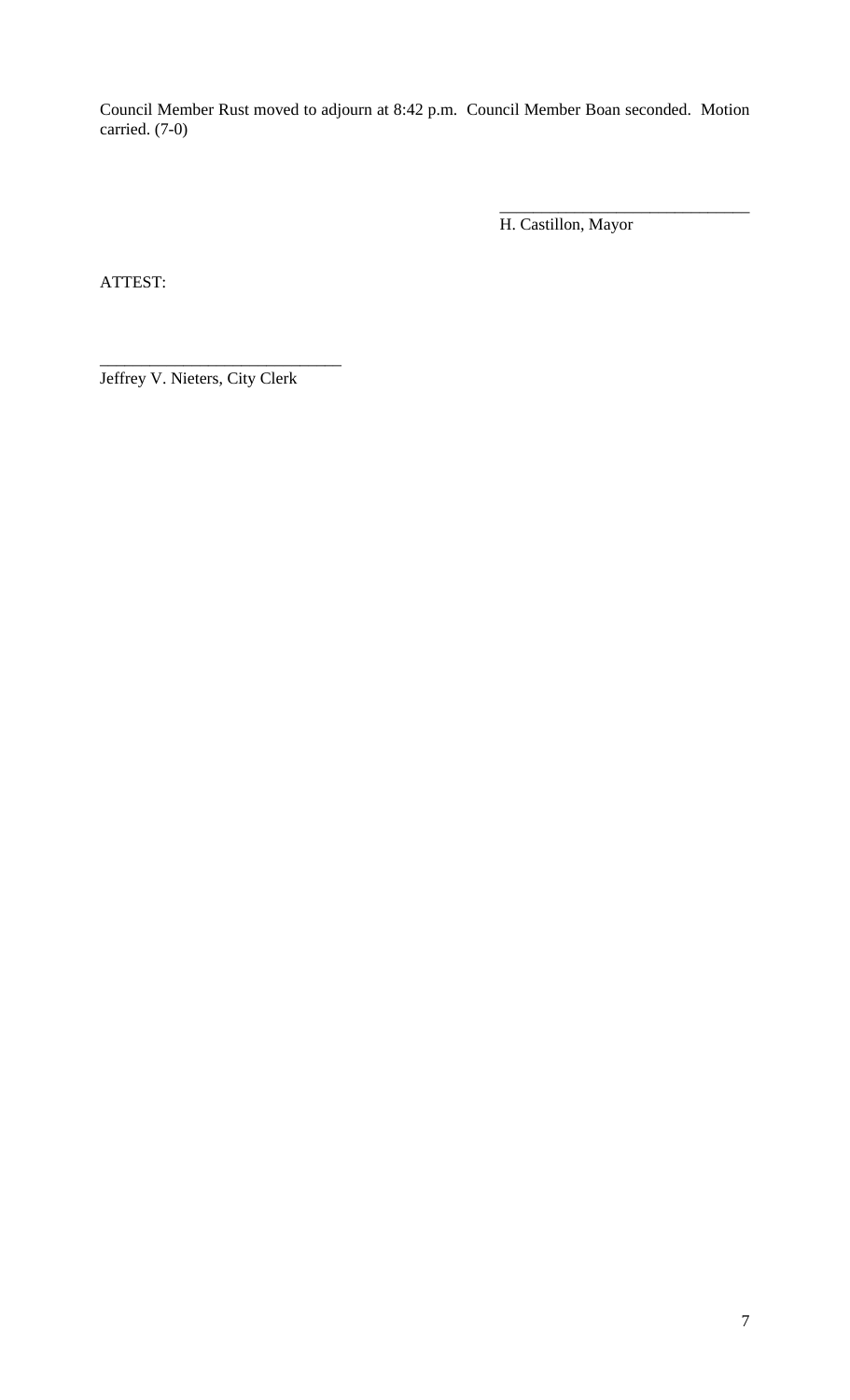Council Member Rust moved to adjourn at 8:42 p.m. Council Member Boan seconded. Motion carried. (7-0)

\_\_\_\_\_\_\_\_\_\_\_\_\_\_\_\_\_\_\_\_\_\_\_\_\_\_\_\_\_\_
H. Castillon, Mayor

ATTEST:

\_\_\_\_\_\_\_\_\_\_\_\_\_\_\_\_\_\_\_\_\_\_\_\_\_\_\_\_\_\_
Jeffrey V. Nieters, City Clerk